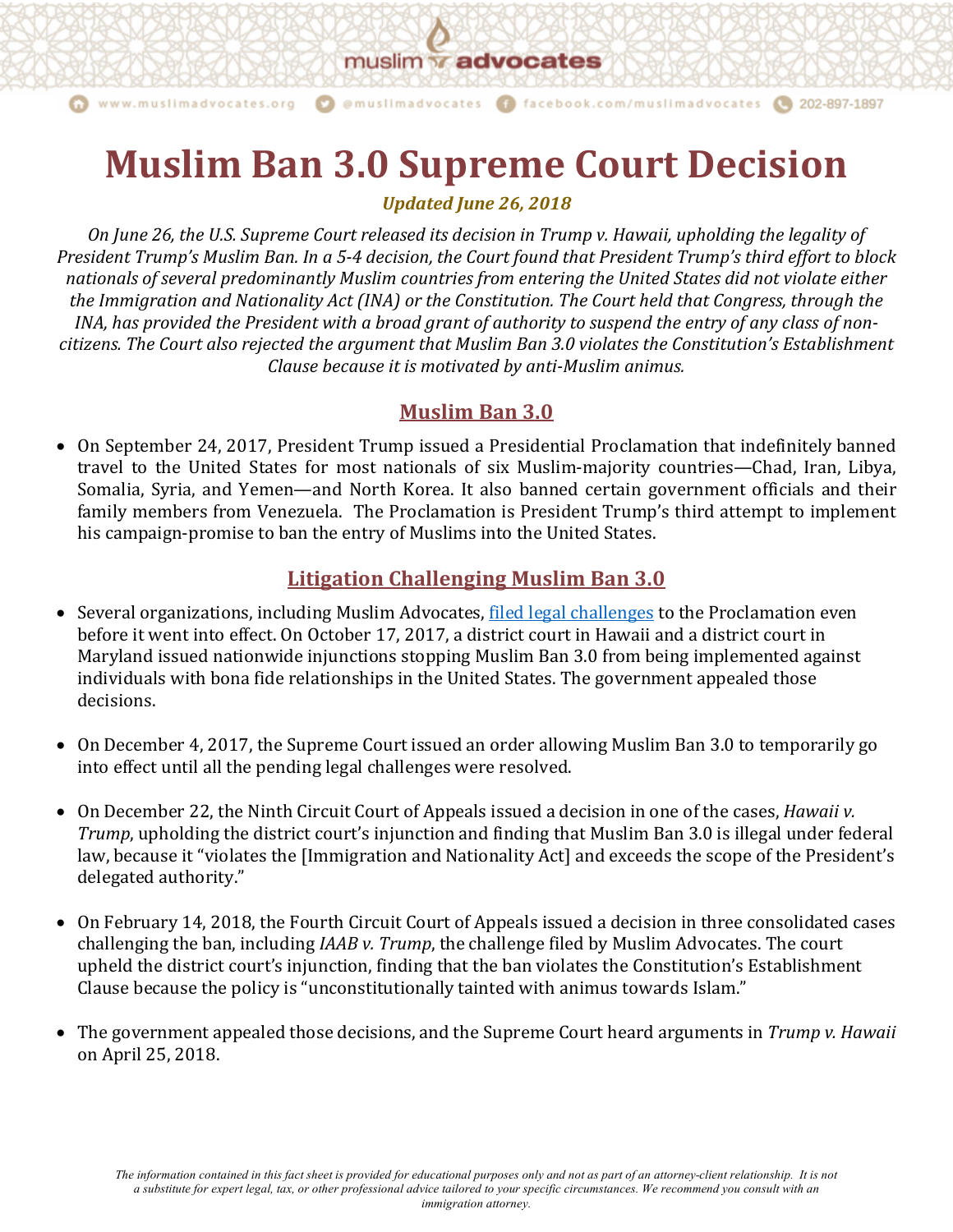# Muslim Ban 3.0 Supreme Court Decision

***Updated June 26, 2018***

*On June 26, the U.S. Supreme Court released its decision in Trump v. Hawaii, upholding the legality of President Trump's Muslim Ban. In a 5-4 decision, the Court found that President Trump's third effort to block nationals of several predominantly Muslim countries from entering the United States did not violate either the Immigration and Nationality Act (INA) or the Constitution. The Court held that Congress, through the INA, has provided the President with a broad grant of authority to suspend the entry of any class of non-citizens. The Court also rejected the argument that Muslim Ban 3.0 violates the Constitution's Establishment Clause because it is motivated by anti-Muslim animus.*

## Muslim Ban 3.0

- On September 24, 2017, President Trump issued a Presidential Proclamation that indefinitely banned travel to the United States for most nationals of six Muslim-majority countries—Chad, Iran, Libya, Somalia, Syria, and Yemen—and North Korea. It also banned certain government officials and their family members from Venezuela. The Proclamation is President Trump's third attempt to implement his campaign-promise to ban the entry of Muslims into the United States.

## Litigation Challenging Muslim Ban 3.0

- Several organizations, including Muslim Advocates, filed legal challenges to the Proclamation even before it went into effect. On October 17, 2017, a district court in Hawaii and a district court in Maryland issued nationwide injunctions stopping Muslim Ban 3.0 from being implemented against individuals with bona fide relationships in the United States. The government appealed those decisions.

- On December 4, 2017, the Supreme Court issued an order allowing Muslim Ban 3.0 to temporarily go into effect until all the pending legal challenges were resolved.

- On December 22, the Ninth Circuit Court of Appeals issued a decision in one of the cases, *Hawaii v. Trump*, upholding the district court's injunction and finding that Muslim Ban 3.0 is illegal under federal law, because it "violates the [Immigration and Nationality Act] and exceeds the scope of the President's delegated authority."

- On February 14, 2018, the Fourth Circuit Court of Appeals issued a decision in three consolidated cases challenging the ban, including *IAAB v. Trump*, the challenge filed by Muslim Advocates. The court upheld the district court's injunction, finding that the ban violates the Constitution's Establishment Clause because the policy is "unconstitutionally tainted with animus towards Islam."

- The government appealed those decisions, and the Supreme Court heard arguments in *Trump v. Hawaii* on April 25, 2018.

*The information contained in this fact sheet is provided for educational purposes only and not as part of an attorney-client relationship. It is not a substitute for expert legal, tax, or other professional advice tailored to your specific circumstances. We recommend you consult with an immigration attorney.*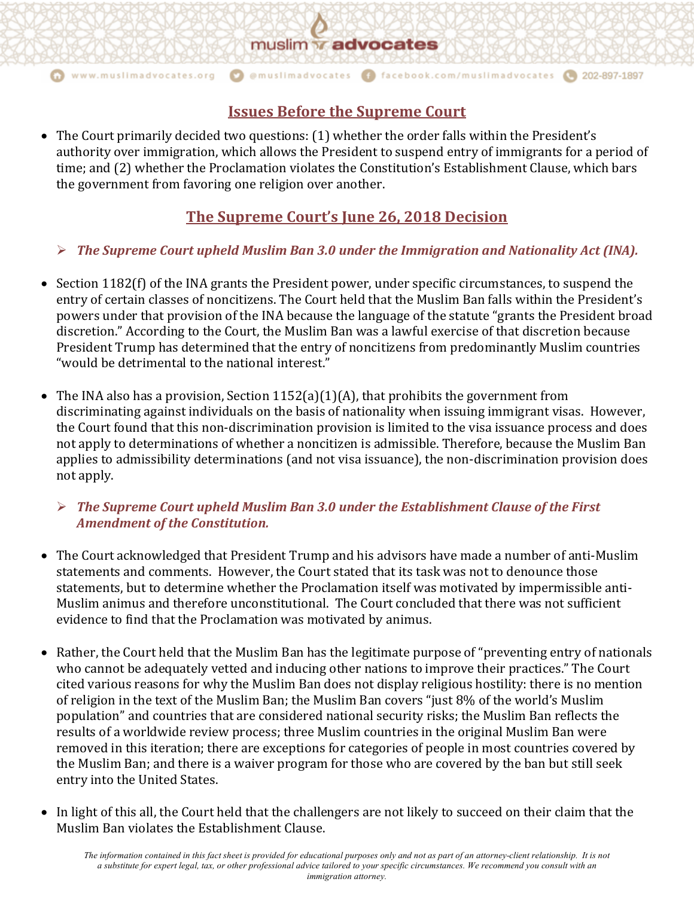## Issues Before the Supreme Court

- The Court primarily decided two questions: (1) whether the order falls within the President's authority over immigration, which allows the President to suspend entry of immigrants for a period of time; and (2) whether the Proclamation violates the Constitution's Establishment Clause, which bars the government from favoring one religion over another.

## The Supreme Court's June 26, 2018 Decision

> ***The Supreme Court upheld Muslim Ban 3.0 under the Immigration and Nationality Act (INA).***

- Section 1182(f) of the INA grants the President power, under specific circumstances, to suspend the entry of certain classes of noncitizens. The Court held that the Muslim Ban falls within the President's powers under that provision of the INA because the language of the statute "grants the President broad discretion." According to the Court, the Muslim Ban was a lawful exercise of that discretion because President Trump has determined that the entry of noncitizens from predominantly Muslim countries "would be detrimental to the national interest."

- The INA also has a provision, Section 1152(a)(1)(A), that prohibits the government from discriminating against individuals on the basis of nationality when issuing immigrant visas. However, the Court found that this non-discrimination provision is limited to the visa issuance process and does not apply to determinations of whether a noncitizen is admissible. Therefore, because the Muslim Ban applies to admissibility determinations (and not visa issuance), the non-discrimination provision does not apply.

> ***The Supreme Court upheld Muslim Ban 3.0 under the Establishment Clause of the First Amendment of the Constitution.***

- The Court acknowledged that President Trump and his advisors have made a number of anti-Muslim statements and comments. However, the Court stated that its task was not to denounce those statements, but to determine whether the Proclamation itself was motivated by impermissible anti-Muslim animus and therefore unconstitutional. The Court concluded that there was not sufficient evidence to find that the Proclamation was motivated by animus.

- Rather, the Court held that the Muslim Ban has the legitimate purpose of "preventing entry of nationals who cannot be adequately vetted and inducing other nations to improve their practices." The Court cited various reasons for why the Muslim Ban does not display religious hostility: there is no mention of religion in the text of the Muslim Ban; the Muslim Ban covers "just 8% of the world's Muslim population" and countries that are considered national security risks; the Muslim Ban reflects the results of a worldwide review process; three Muslim countries in the original Muslim Ban were removed in this iteration; there are exceptions for categories of people in most countries covered by the Muslim Ban; and there is a waiver program for those who are covered by the ban but still seek entry into the United States.

- In light of this all, the Court held that the challengers are not likely to succeed on their claim that the Muslim Ban violates the Establishment Clause.

*The information contained in this fact sheet is provided for educational purposes only and not as part of an attorney-client relationship. It is not a substitute for expert legal, tax, or other professional advice tailored to your specific circumstances. We recommend you consult with an immigration attorney.*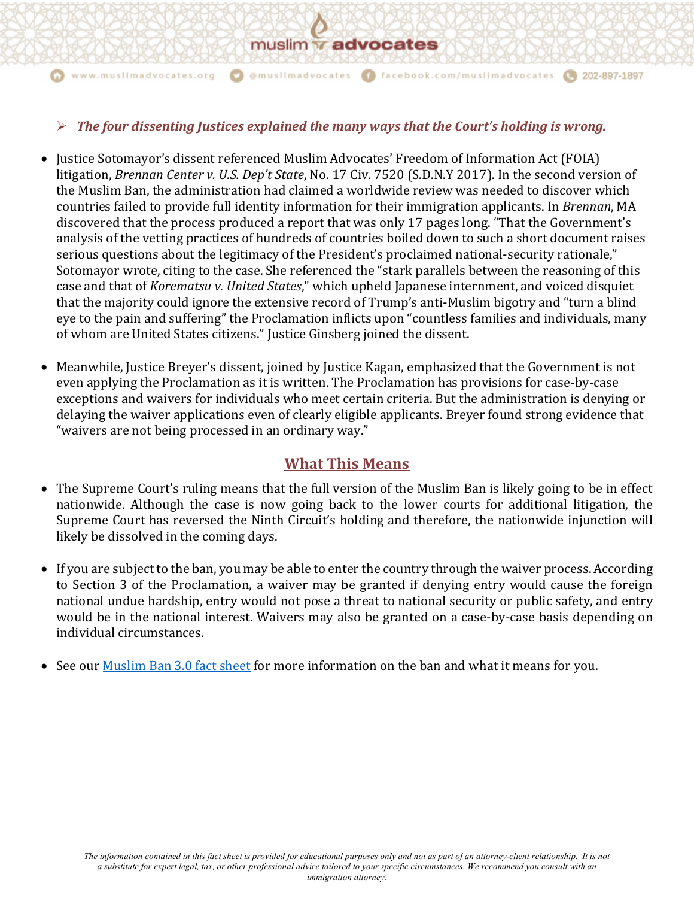- ***The four dissenting Justices explained the many ways that the Court's holding is wrong.***

- Justice Sotomayor's dissent referenced Muslim Advocates' Freedom of Information Act (FOIA) litigation, *Brennan Center v. U.S. Dep't State*, No. 17 Civ. 7520 (S.D.N.Y 2017). In the second version of the Muslim Ban, the administration had claimed a worldwide review was needed to discover which countries failed to provide full identity information for their immigration applicants. In *Brennan*, MA discovered that the process produced a report that was only 17 pages long. "That the Government's analysis of the vetting practices of hundreds of countries boiled down to such a short document raises serious questions about the legitimacy of the President's proclaimed national-security rationale," Sotomayor wrote, citing to the case. She referenced the "stark parallels between the reasoning of this case and that of *Korematsu v. United States*," which upheld Japanese internment, and voiced disquiet that the majority could ignore the extensive record of Trump's anti-Muslim bigotry and "turn a blind eye to the pain and suffering" the Proclamation inflicts upon "countless families and individuals, many of whom are United States citizens." Justice Ginsberg joined the dissent.

- Meanwhile, Justice Breyer's dissent, joined by Justice Kagan, emphasized that the Government is not even applying the Proclamation as it is written. The Proclamation has provisions for case-by-case exceptions and waivers for individuals who meet certain criteria. But the administration is denying or delaying the waiver applications even of clearly eligible applicants. Breyer found strong evidence that "waivers are not being processed in an ordinary way."

## What This Means

- The Supreme Court's ruling means that the full version of the Muslim Ban is likely going to be in effect nationwide. Although the case is now going back to the lower courts for additional litigation, the Supreme Court has reversed the Ninth Circuit's holding and therefore, the nationwide injunction will likely be dissolved in the coming days.

- If you are subject to the ban, you may be able to enter the country through the waiver process. According to Section 3 of the Proclamation, a waiver may be granted if denying entry would cause the foreign national undue hardship, entry would not pose a threat to national security or public safety, and entry would be in the national interest. Waivers may also be granted on a case-by-case basis depending on individual circumstances.

- See our Muslim Ban 3.0 fact sheet for more information on the ban and what it means for you.

*The information contained in this fact sheet is provided for educational purposes only and not as part of an attorney-client relationship. It is not a substitute for expert legal, tax, or other professional advice tailored to your specific circumstances. We recommend you consult with an immigration attorney.*